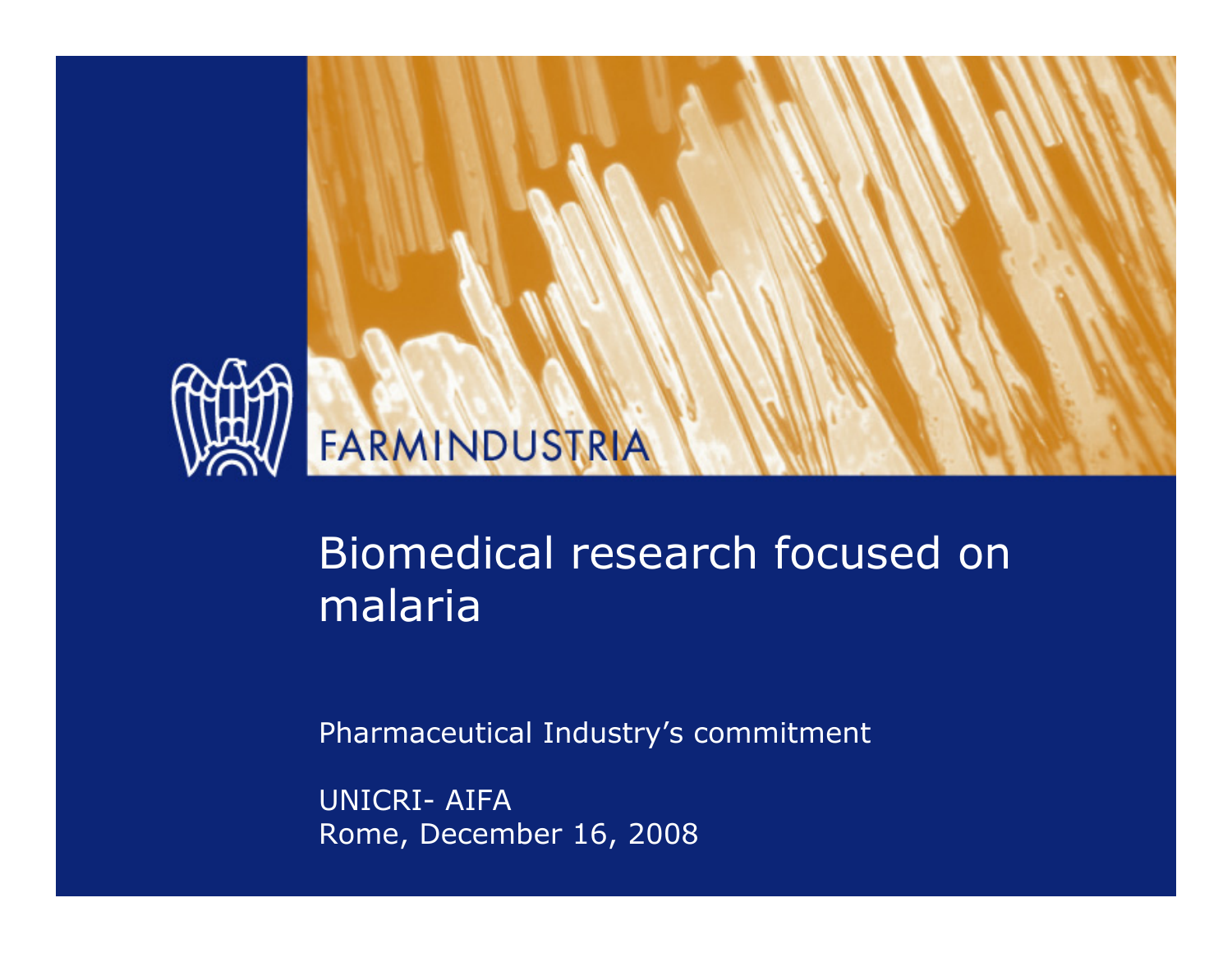FARMINDUSTRIA

# Biomedical research focused on malaria

Pharmaceutical Industry's commitment

UNICRI- AIFA
Rome, December 16, 2008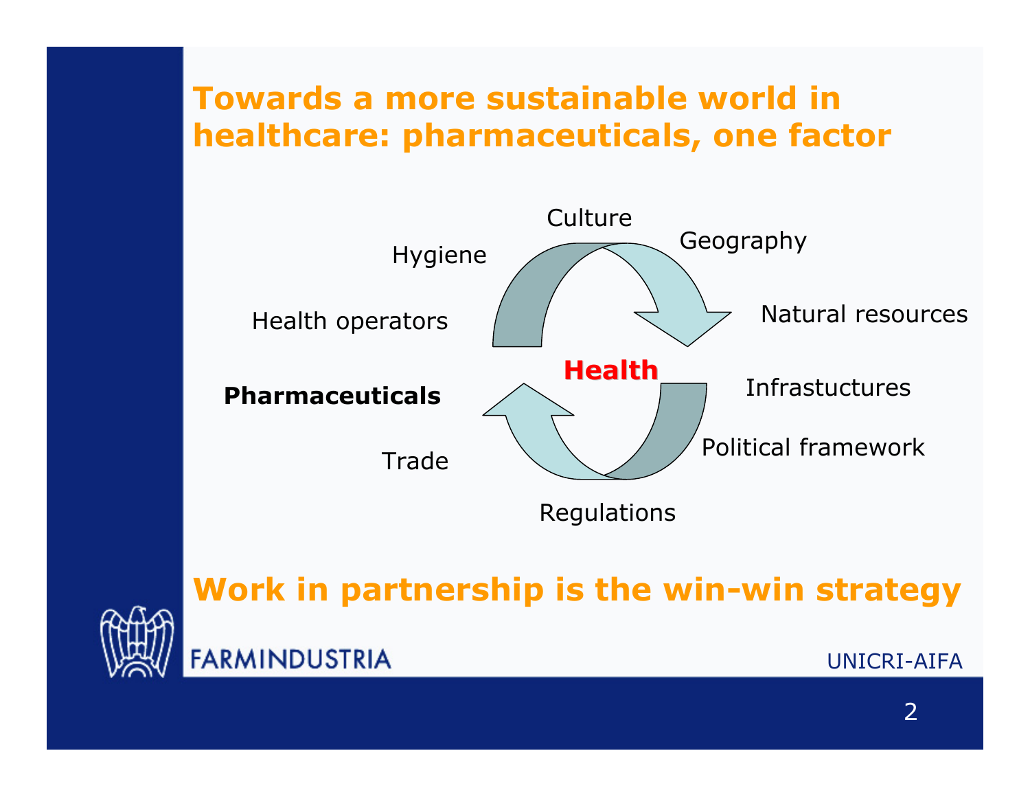# Towards a more sustainable world in healthcare: pharmaceuticals, one factor

Culture

Hygiene

Geography

Health operators

Natural resources

**Health**

**Pharmaceuticals**

Infrastuctures

Political framework

Trade

Regulations

## Work in partnership is the win-win strategy

FARMINDUSTRIA

UNICRI-AIFA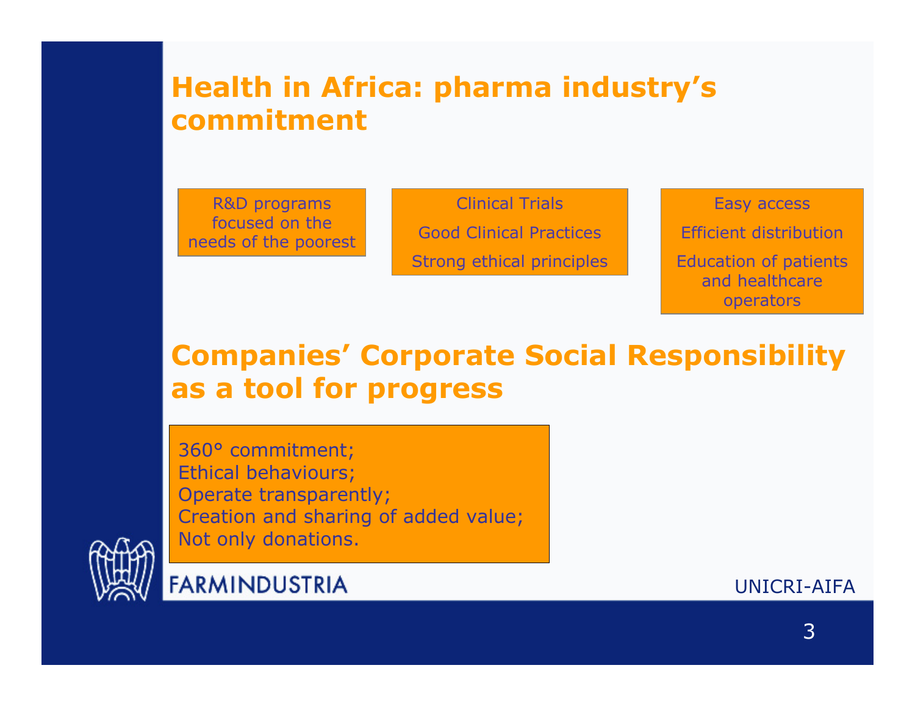## Health in Africa: pharma industry's commitment

R&D programs focused on the needs of the poorest

Clinical Trials

Good Clinical Practices

Strong ethical principles

Easy access

Efficient distribution

Education of patients and healthcare operators

## Companies' Corporate Social Responsibility as a tool for progress

360° commitment;
Ethical behaviours;
Operate transparently;
Creation and sharing of added value;
Not only donations.

FARMINDUSTRIA

UNICRI-AIFA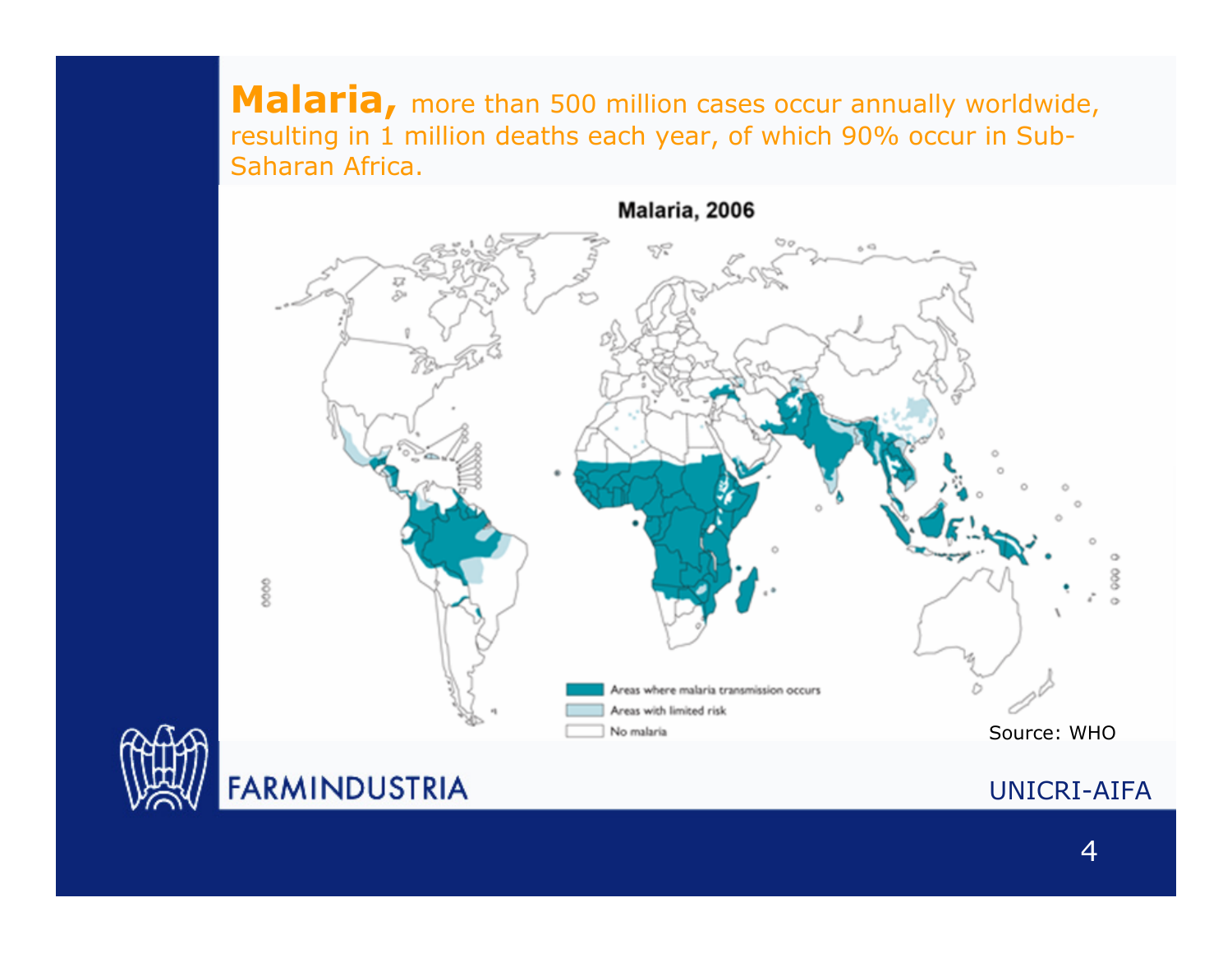**Malaria,** more than 500 million cases occur annually worldwide, resulting in 1 million deaths each year, of which 90% occur in Sub-Saharan Africa.

**Malaria, 2006**

- Areas where malaria transmission occurs
- Areas with limited risk
- No malaria

Source: WHO

FARMINDUSTRIA

UNICRI-AIFA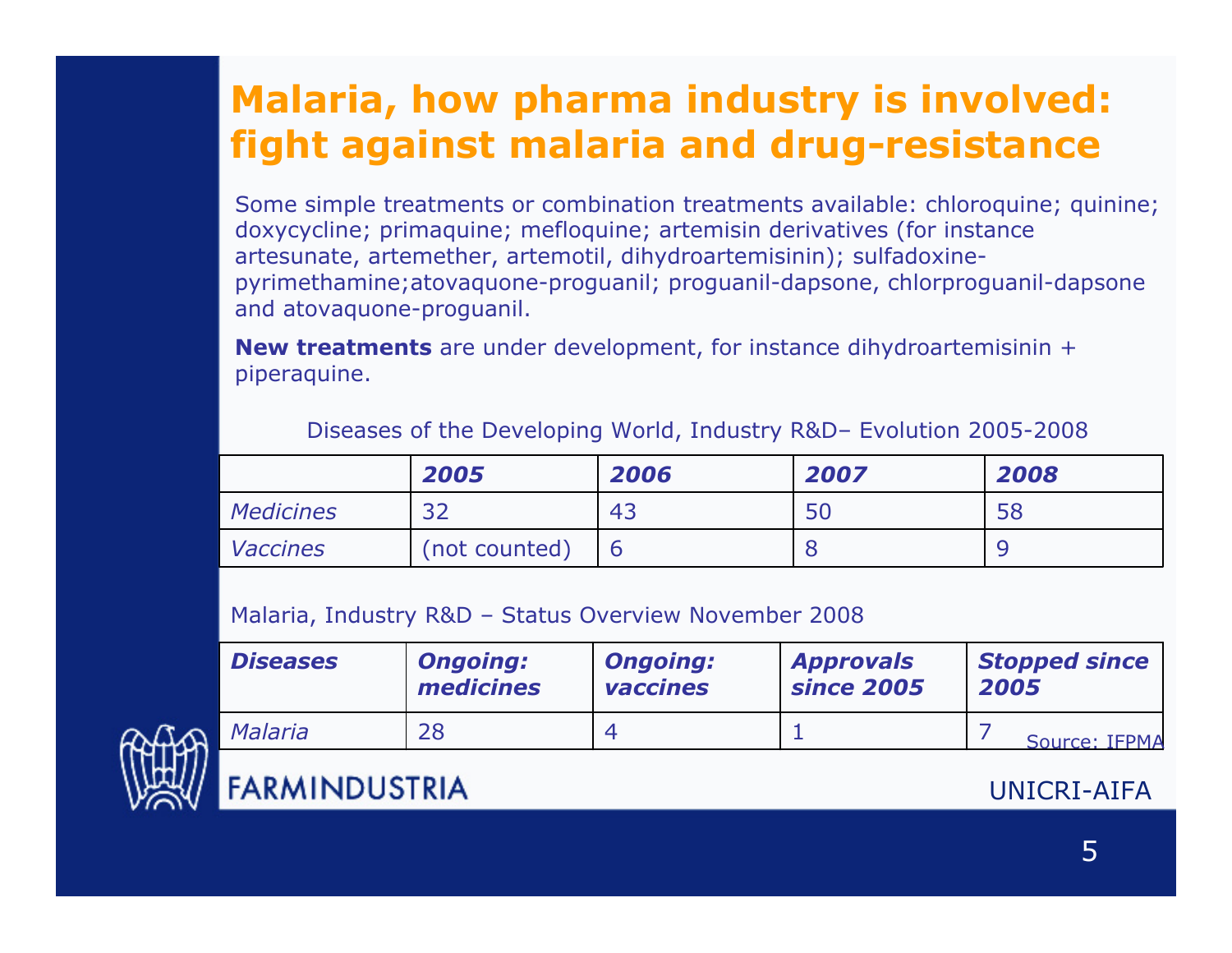# Malaria, how pharma industry is involved: fight against malaria and drug-resistance

Some simple treatments or combination treatments available: chloroquine; quinine; doxycycline; primaquine; mefloquine; artemisin derivatives (for instance artesunate, artemether, artemotil, dihydroartemisinin); sulfadoxine-pyrimethamine;atovaquone-proguanil; proguanil-dapsone, chlorproguanil-dapsone and atovaquone-proguanil.

**New treatments** are under development, for instance dihydroartemisinin + piperaquine.

Diseases of the Developing World, Industry R&D– Evolution 2005-2008

| | ***2005*** | ***2006*** | ***2007*** | ***2008*** |
|---|---|---|---|---|
| *Medicines* | 32 | 43 | 50 | 58 |
| *Vaccines* | (not counted) | 6 | 8 | 9 |

Malaria, Industry R&D – Status Overview November 2008

| ***Diseases*** | ***Ongoing: medicines*** | ***Ongoing: vaccines*** | ***Approvals since 2005*** | ***Stopped since 2005*** |
|---|---|---|---|---|
| *Malaria* | 28 | 4 | 1 | 7 |

Source: IFPMA

FARMINDUSTRIA

UNICRI-AIFA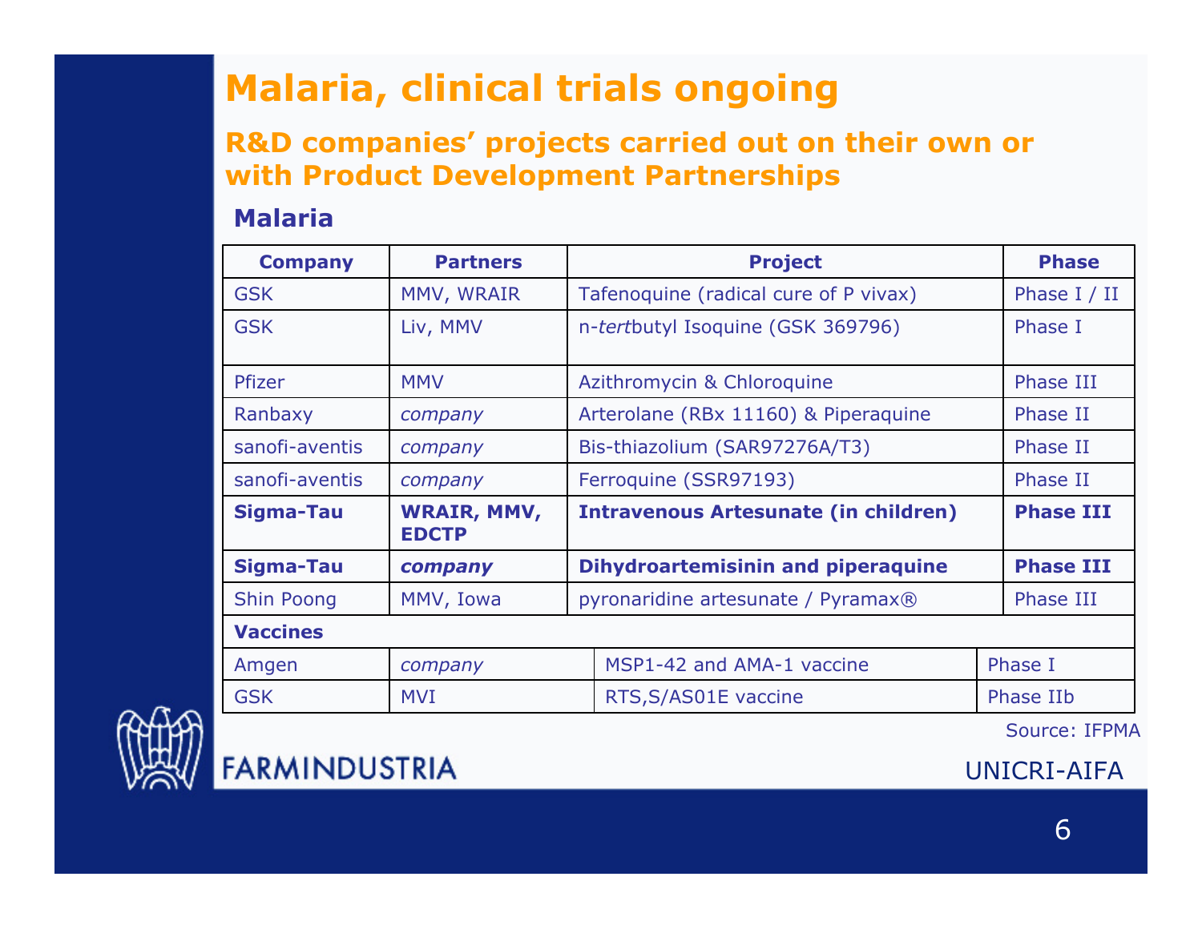# Malaria, clinical trials ongoing

## R&D companies' projects carried out on their own or with Product Development Partnerships

### Malaria

| Company | Partners | Project | Phase |
|---|---|---|---|
| GSK | MMV, WRAIR | Tafenoquine (radical cure of P vivax) | Phase I / II |
| GSK | Liv, MMV | n-*tert*butyl Isoquine (GSK 369796) | Phase I |
| Pfizer | MMV | Azithromycin & Chloroquine | Phase III |
| Ranbaxy | *company* | Arterolane (RBx 11160) & Piperaquine | Phase II |
| sanofi-aventis | *company* | Bis-thiazolium (SAR97276A/T3) | Phase II |
| sanofi-aventis | *company* | Ferroquine (SSR97193) | Phase II |
| **Sigma-Tau** | **WRAIR, MMV, EDCTP** | **Intravenous Artesunate (in children)** | **Phase III** |
| **Sigma-Tau** | ***company*** | **Dihydroartemisinin and piperaquine** | **Phase III** |
| Shin Poong | MMV, Iowa | pyronaridine artesunate / Pyramax® | Phase III |
| **Vaccines** | | | |
| Amgen | *company* | MSP1-42 and AMA-1 vaccine | Phase I |
| GSK | MVI | RTS,S/AS01E vaccine | Phase IIb |

Source: IFPMA

FARMINDUSTRIA

UNICRI-AIFA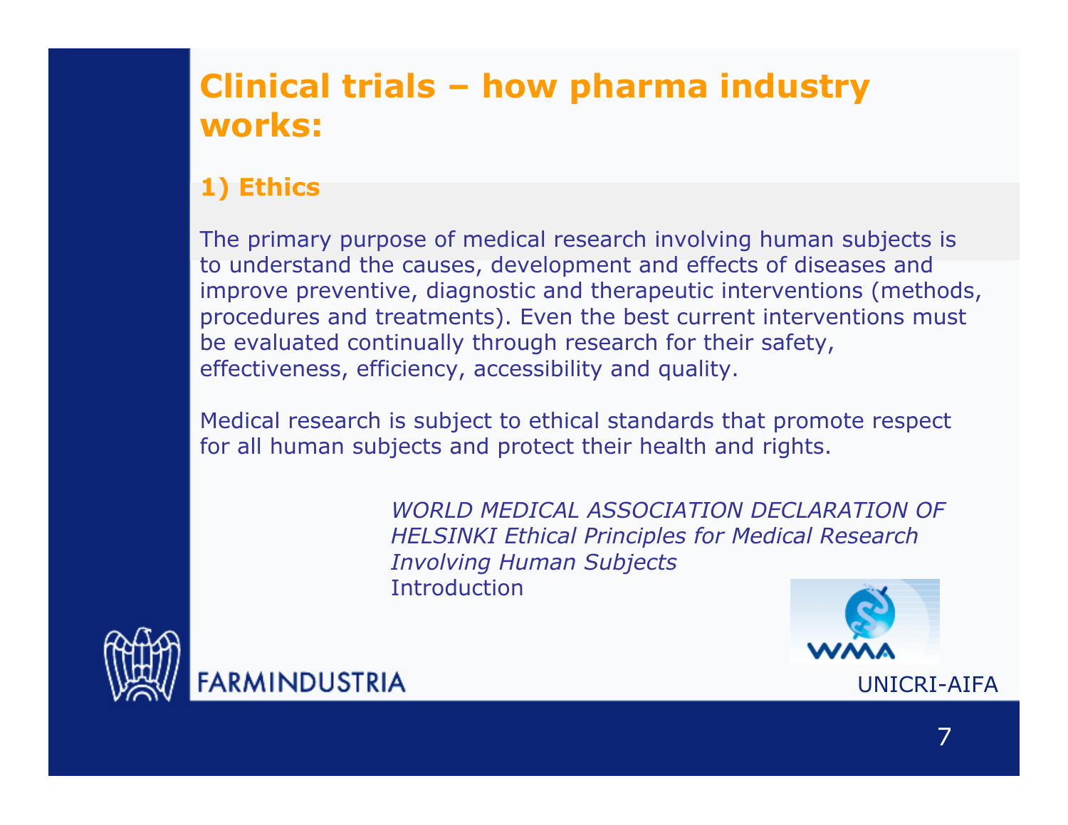# Clinical trials – how pharma industry works:

## 1) Ethics

The primary purpose of medical research involving human subjects is to understand the causes, development and effects of diseases and improve preventive, diagnostic and therapeutic interventions (methods, procedures and treatments). Even the best current interventions must be evaluated continually through research for their safety, effectiveness, efficiency, accessibility and quality.

Medical research is subject to ethical standards that promote respect for all human subjects and protect their health and rights.

*WORLD MEDICAL ASSOCIATION DECLARATION OF HELSINKI Ethical Principles for Medical Research Involving Human Subjects*
Introduction

FARMINDUSTRIA

UNICRI-AIFA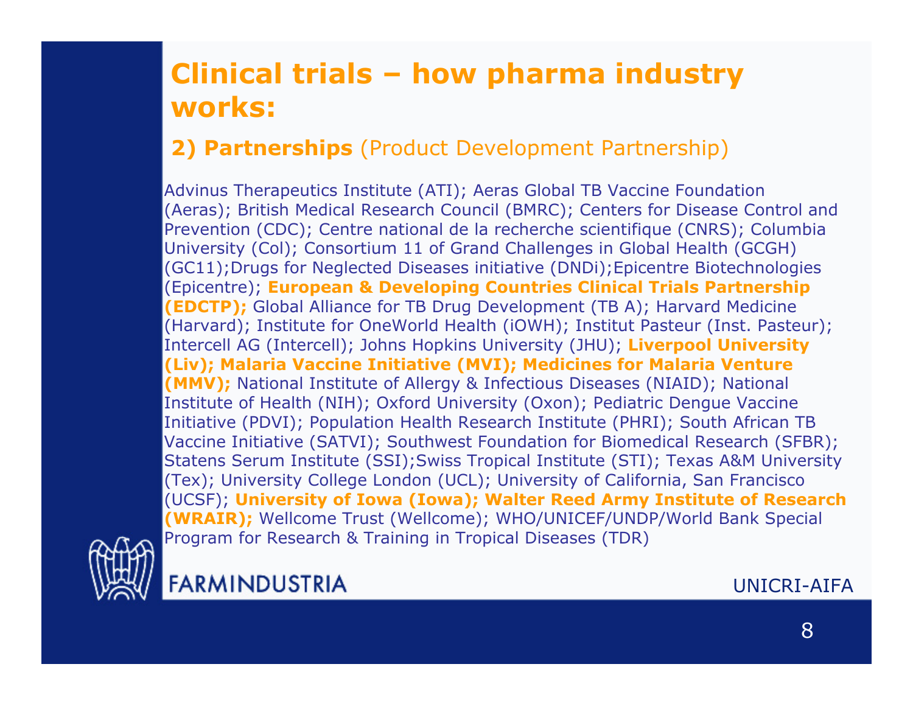# Clinical trials – how pharma industry works:

## 2) Partnerships (Product Development Partnership)

Advinus Therapeutics Institute (ATI); Aeras Global TB Vaccine Foundation (Aeras); British Medical Research Council (BMRC); Centers for Disease Control and Prevention (CDC); Centre national de la recherche scientifique (CNRS); Columbia University (Col); Consortium 11 of Grand Challenges in Global Health (GCGH) (GC11);Drugs for Neglected Diseases initiative (DNDi);Epicentre Biotechnologies (Epicentre); **European & Developing Countries Clinical Trials Partnership (EDCTP);** Global Alliance for TB Drug Development (TB A); Harvard Medicine (Harvard); Institute for OneWorld Health (iOWH); Institut Pasteur (Inst. Pasteur); Intercell AG (Intercell); Johns Hopkins University (JHU); **Liverpool University (Liv); Malaria Vaccine Initiative (MVI); Medicines for Malaria Venture (MMV);** National Institute of Allergy & Infectious Diseases (NIAID); National Institute of Health (NIH); Oxford University (Oxon); Pediatric Dengue Vaccine Initiative (PDVI); Population Health Research Institute (PHRI); South African TB Vaccine Initiative (SATVI); Southwest Foundation for Biomedical Research (SFBR); Statens Serum Institute (SSI);Swiss Tropical Institute (STI); Texas A&M University (Tex); University College London (UCL); University of California, San Francisco (UCSF); **University of Iowa (Iowa); Walter Reed Army Institute of Research (WRAIR);** Wellcome Trust (Wellcome); WHO/UNICEF/UNDP/World Bank Special Program for Research & Training in Tropical Diseases (TDR)

FARMINDUSTRIA

UNICRI-AIFA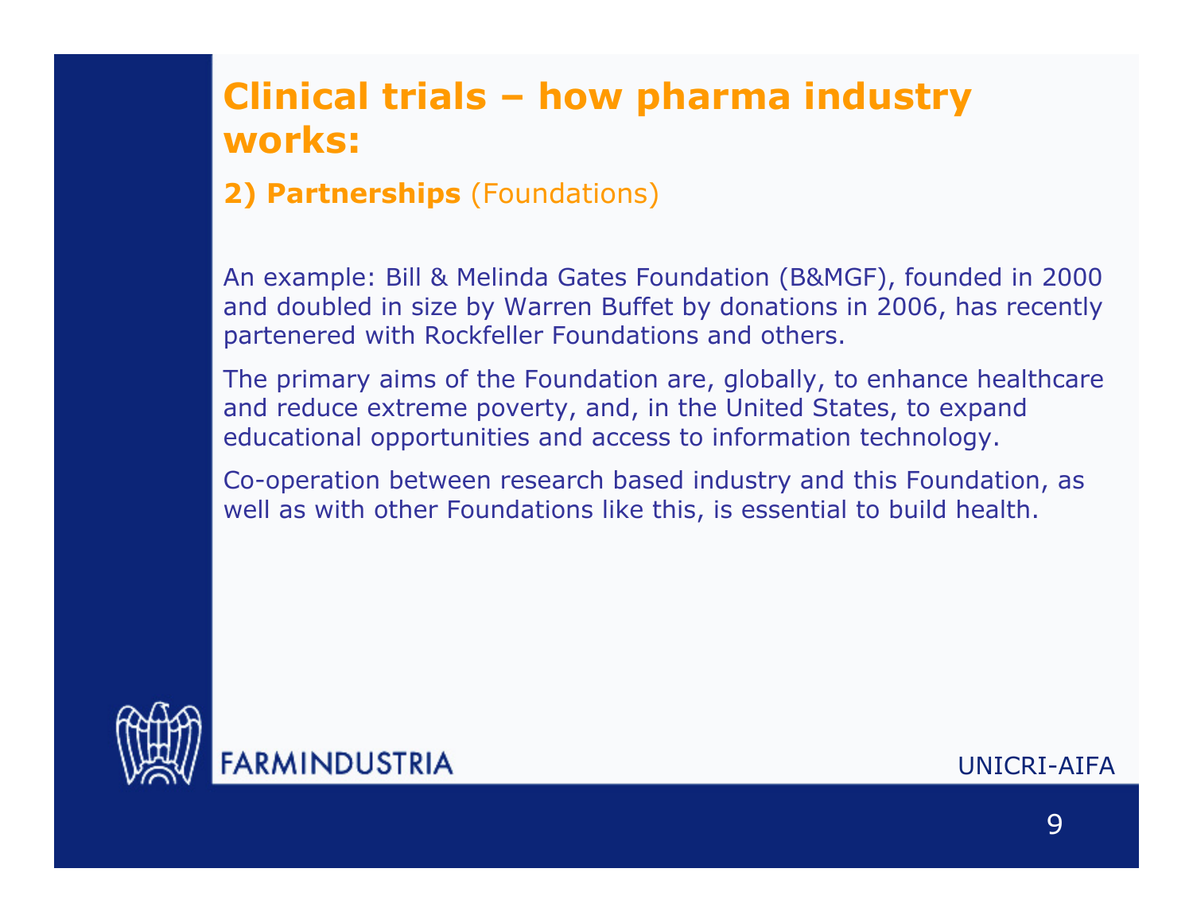# Clinical trials – how pharma industry works:

## **2) Partnerships** (Foundations)

An example: Bill & Melinda Gates Foundation (B&MGF), founded in 2000 and doubled in size by Warren Buffet by donations in 2006, has recently partenered with Rockfeller Foundations and others.

The primary aims of the Foundation are, globally, to enhance healthcare and reduce extreme poverty, and, in the United States, to expand educational opportunities and access to information technology.

Co-operation between research based industry and this Foundation, as well as with other Foundations like this, is essential to build health.

FARMINDUSTRIA

UNICRI-AIFA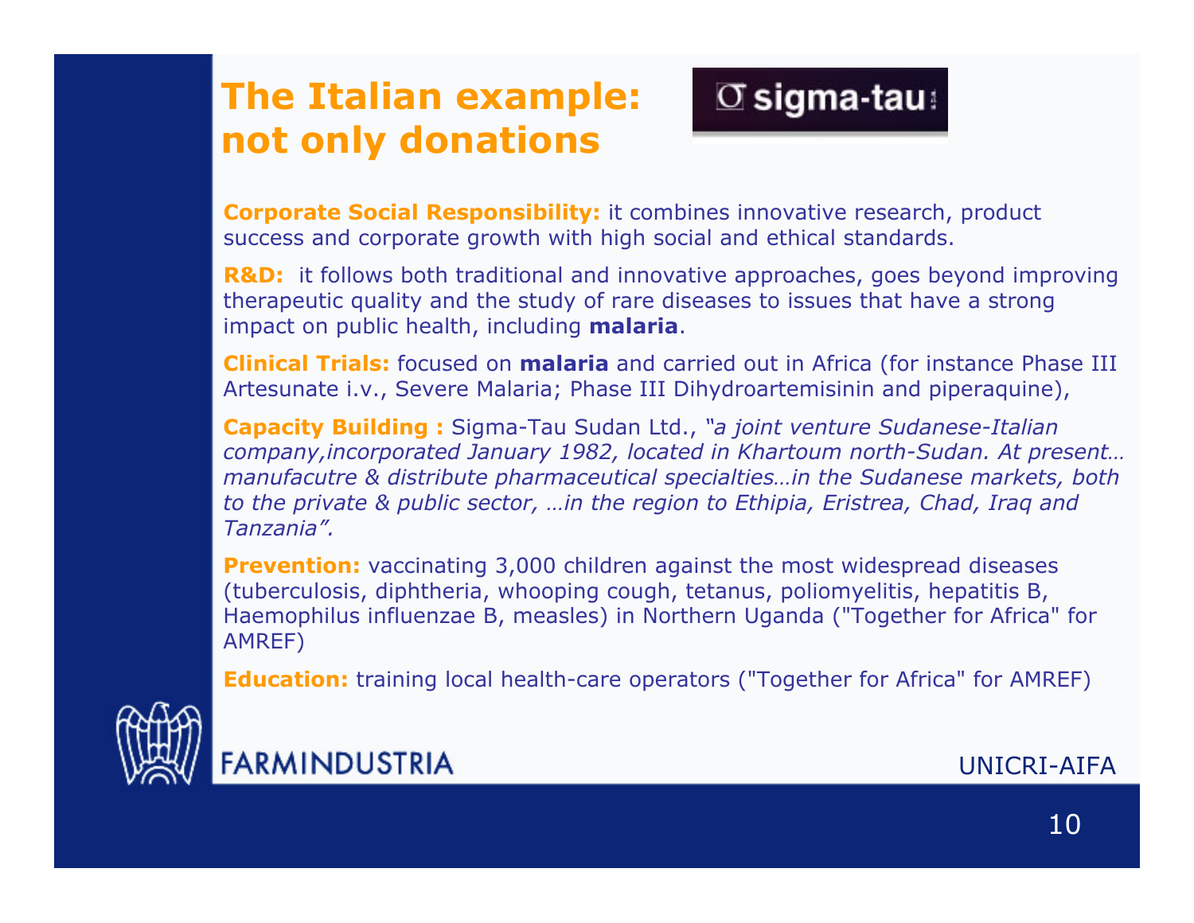# The Italian example: not only donations

σ sigma-tau

**Corporate Social Responsibility:** it combines innovative research, product success and corporate growth with high social and ethical standards.

**R&D:** it follows both traditional and innovative approaches, goes beyond improving therapeutic quality and the study of rare diseases to issues that have a strong impact on public health, including **malaria**.

**Clinical Trials:** focused on **malaria** and carried out in Africa (for instance Phase III Artesunate i.v., Severe Malaria; Phase III Dihydroartemisinin and piperaquine),

**Capacity Building :** Sigma-Tau Sudan Ltd., *"a joint venture Sudanese-Italian company,incorporated January 1982, located in Khartoum north-Sudan. At present… manufacutre & distribute pharmaceutical specialties…in the Sudanese markets, both to the private & public sector, …in the region to Ethipia, Eristrea, Chad, Iraq and Tanzania".*

**Prevention:** vaccinating 3,000 children against the most widespread diseases (tuberculosis, diphtheria, whooping cough, tetanus, poliomyelitis, hepatitis B, Haemophilus influenzae B, measles) in Northern Uganda ("Together for Africa" for AMREF)

**Education:** training local health-care operators ("Together for Africa" for AMREF)

FARMINDUSTRIA

UNICRI-AIFA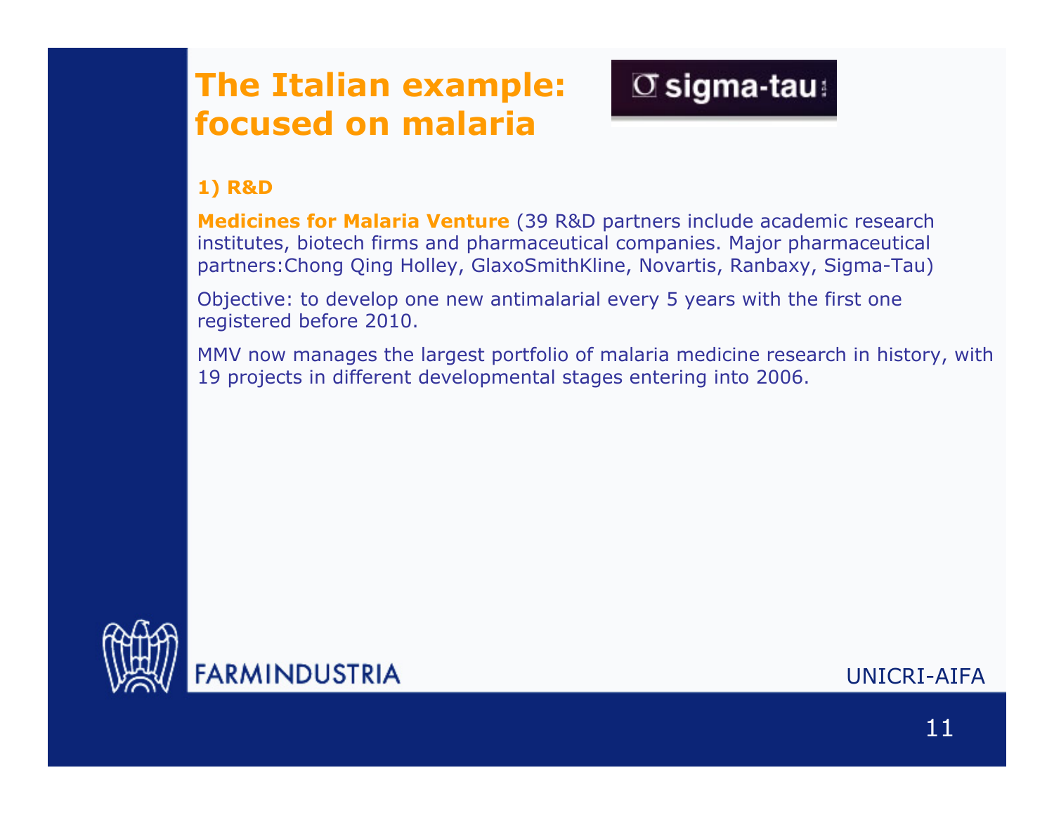# The Italian example: focused on malaria

sigma-tau

### 1) R&D

**Medicines for Malaria Venture** (39 R&D partners include academic research institutes, biotech firms and pharmaceutical companies. Major pharmaceutical partners:Chong Qing Holley, GlaxoSmithKline, Novartis, Ranbaxy, Sigma-Tau)

Objective: to develop one new antimalarial every 5 years with the first one registered before 2010.

MMV now manages the largest portfolio of malaria medicine research in history, with 19 projects in different developmental stages entering into 2006.

FARMINDUSTRIA

UNICRI-AIFA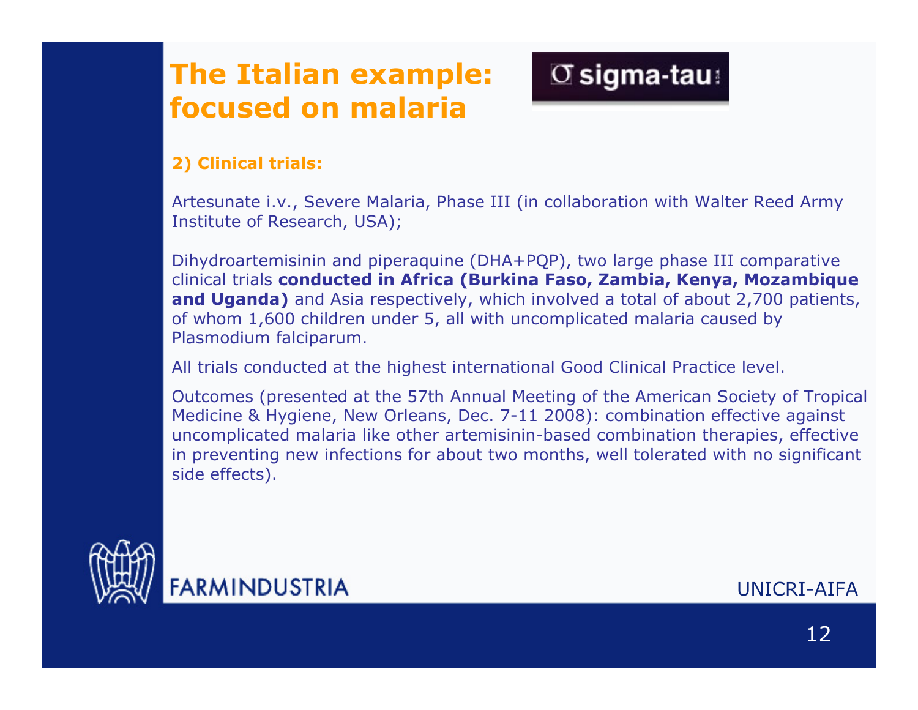# The Italian example: focused on malaria

sigma-tau

**2) Clinical trials:**

Artesunate i.v., Severe Malaria, Phase III (in collaboration with Walter Reed Army Institute of Research, USA);

Dihydroartemisinin and piperaquine (DHA+PQP), two large phase III comparative clinical trials **conducted in Africa (Burkina Faso, Zambia, Kenya, Mozambique and Uganda)** and Asia respectively, which involved a total of about 2,700 patients, of whom 1,600 children under 5, all with uncomplicated malaria caused by Plasmodium falciparum.

All trials conducted at the highest international Good Clinical Practice level.

Outcomes (presented at the 57th Annual Meeting of the American Society of Tropical Medicine & Hygiene, New Orleans, Dec. 7-11 2008): combination effective against uncomplicated malaria like other artemisinin-based combination therapies, effective in preventing new infections for about two months, well tolerated with no significant side effects).

FARMINDUSTRIA

UNICRI-AIFA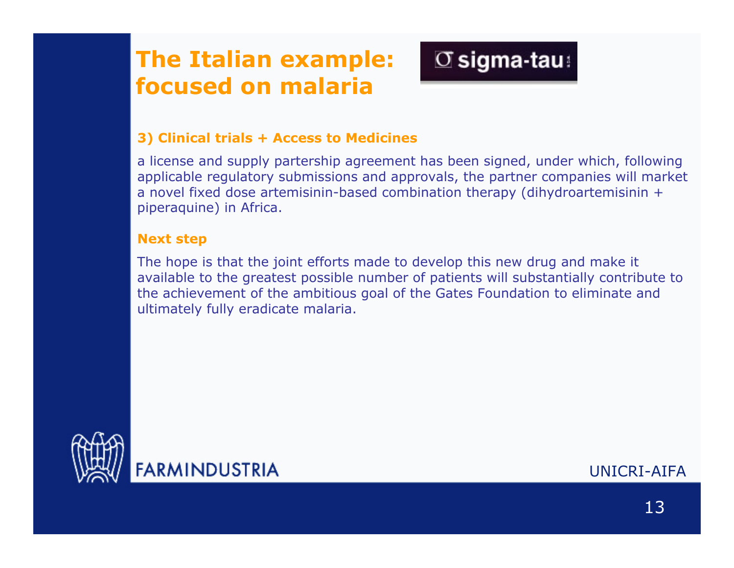# The Italian example: focused on malaria

sigma-tau

### 3) Clinical trials + Access to Medicines

a license and supply partership agreement has been signed, under which, following applicable regulatory submissions and approvals, the partner companies will market a novel fixed dose artemisinin-based combination therapy (dihydroartemisinin + piperaquine) in Africa.

### Next step

The hope is that the joint efforts made to develop this new drug and make it available to the greatest possible number of patients will substantially contribute to the achievement of the ambitious goal of the Gates Foundation to eliminate and ultimately fully eradicate malaria.

FARMINDUSTRIA

UNICRI-AIFA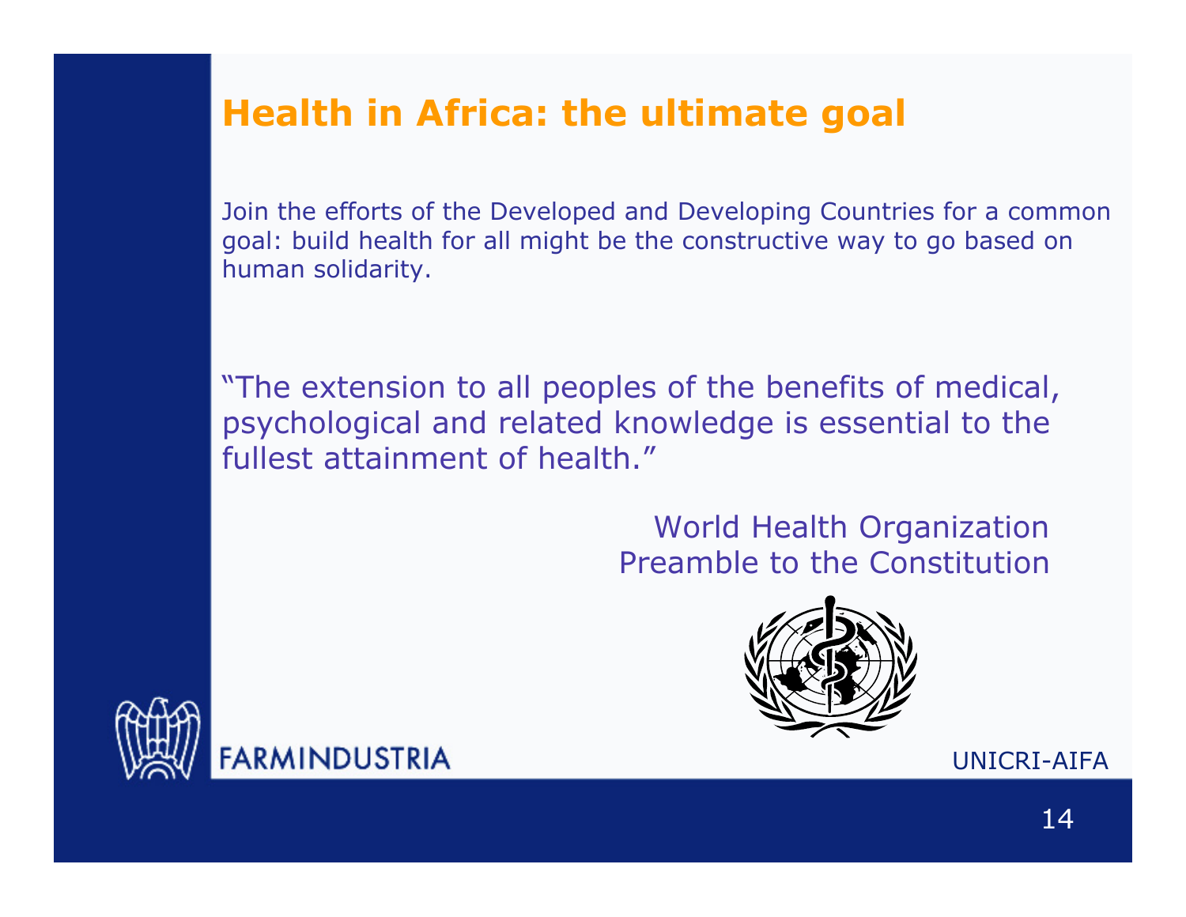# Health in Africa: the ultimate goal

Join the efforts of the Developed and Developing Countries for a common goal: build health for all might be the constructive way to go based on human solidarity.

"The extension to all peoples of the benefits of medical, psychological and related knowledge is essential to the fullest attainment of health."

World Health Organization
Preamble to the Constitution

FARMINDUSTRIA

UNICRI-AIFA